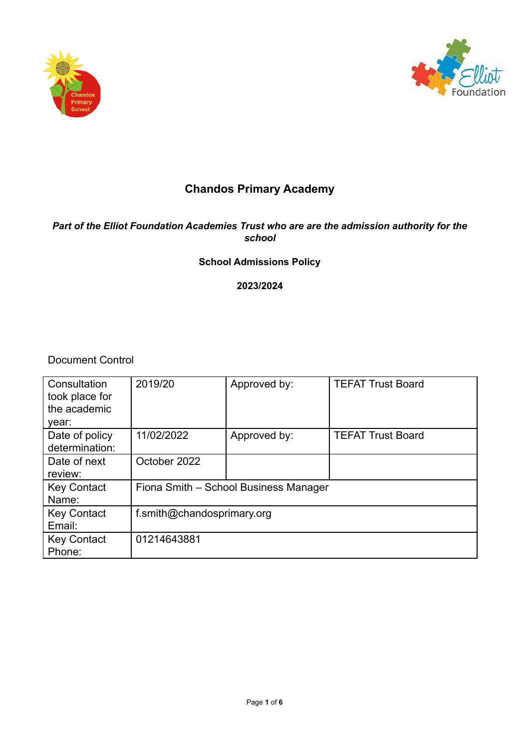# Chandos Primary Academy

***Part of the Elliot Foundation Academies Trust who are are the admission authority for the school***

**School Admissions Policy**

**2023/2024**

Document Control

| Consultation took place for the academic year: | 2019/20 | Approved by: | TEFAT Trust Board |
|---|---|---|---|
| Date of policy determination: | 11/02/2022 | Approved by: | TEFAT Trust Board |
| Date of next review: | October 2022 | | |
| Key Contact Name: | Fiona Smith – School Business Manager | | |
| Key Contact Email: | f.smith@chandosprimary.org | | |
| Key Contact Phone: | 01214643881 | | |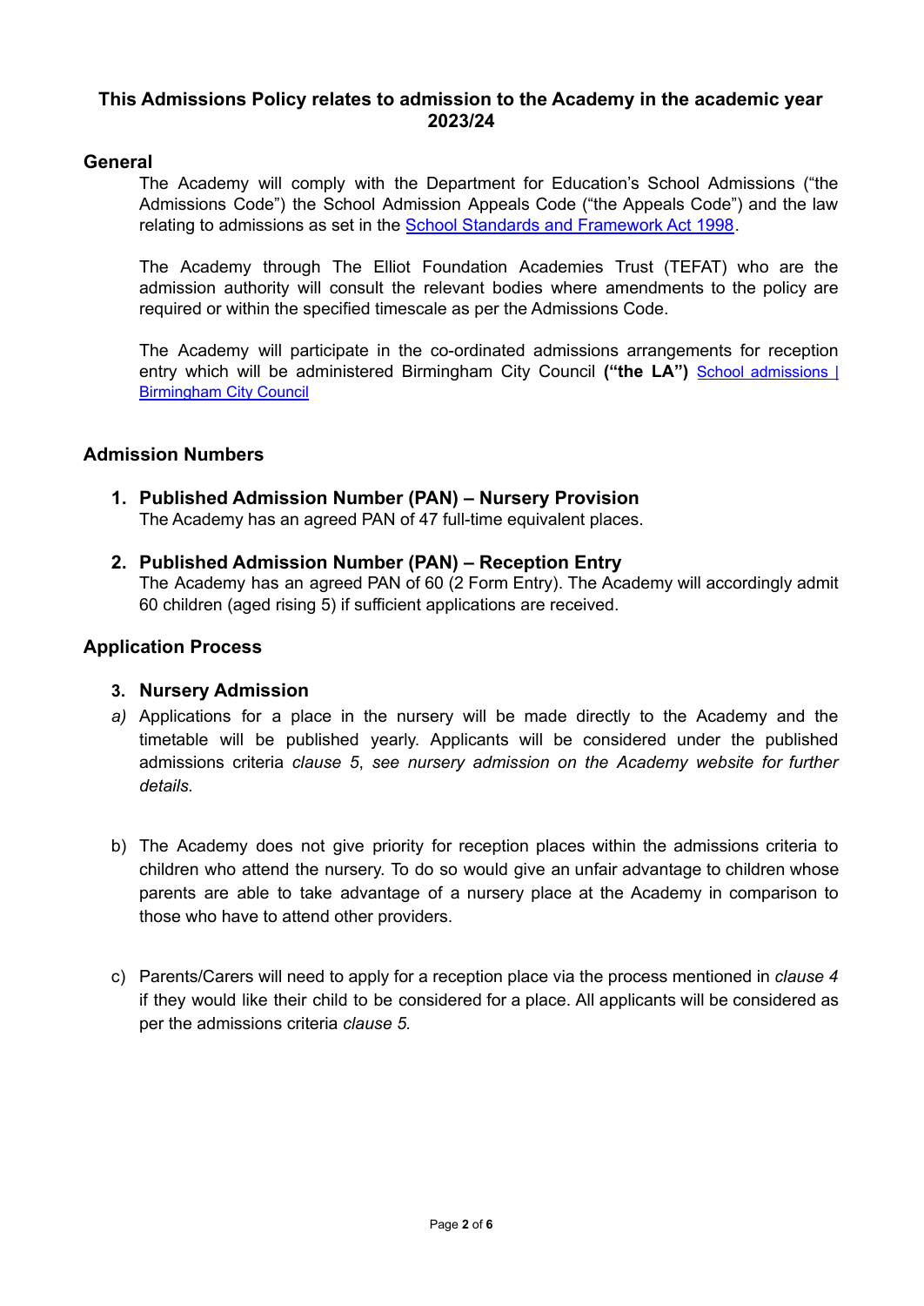**This Admissions Policy relates to admission to the Academy in the academic year 2023/24**

## General

The Academy will comply with the Department for Education's School Admissions ("the Admissions Code") the School Admission Appeals Code ("the Appeals Code") and the law relating to admissions as set in the School Standards and Framework Act 1998.

The Academy through The Elliot Foundation Academies Trust (TEFAT) who are the admission authority will consult the relevant bodies where amendments to the policy are required or within the specified timescale as per the Admissions Code.

The Academy will participate in the co-ordinated admissions arrangements for reception entry which will be administered Birmingham City Council **("the LA")** School admissions | Birmingham City Council

## Admission Numbers

1. **Published Admission Number (PAN) – Nursery Provision**
   The Academy has an agreed PAN of 47 full-time equivalent places.

2. **Published Admission Number (PAN) – Reception Entry**
   The Academy has an agreed PAN of 60 (2 Form Entry). The Academy will accordingly admit 60 children (aged rising 5) if sufficient applications are received.

## Application Process

3. **Nursery Admission**

*a)* Applications for a place in the nursery will be made directly to the Academy and the timetable will be published yearly. Applicants will be considered under the published admissions criteria *clause 5*, *see nursery admission on the Academy website for further details.*

b) The Academy does not give priority for reception places within the admissions criteria to children who attend the nursery. To do so would give an unfair advantage to children whose parents are able to take advantage of a nursery place at the Academy in comparison to those who have to attend other providers.

c) Parents/Carers will need to apply for a reception place via the process mentioned in *clause 4* if they would like their child to be considered for a place. All applicants will be considered as per the admissions criteria *clause 5.*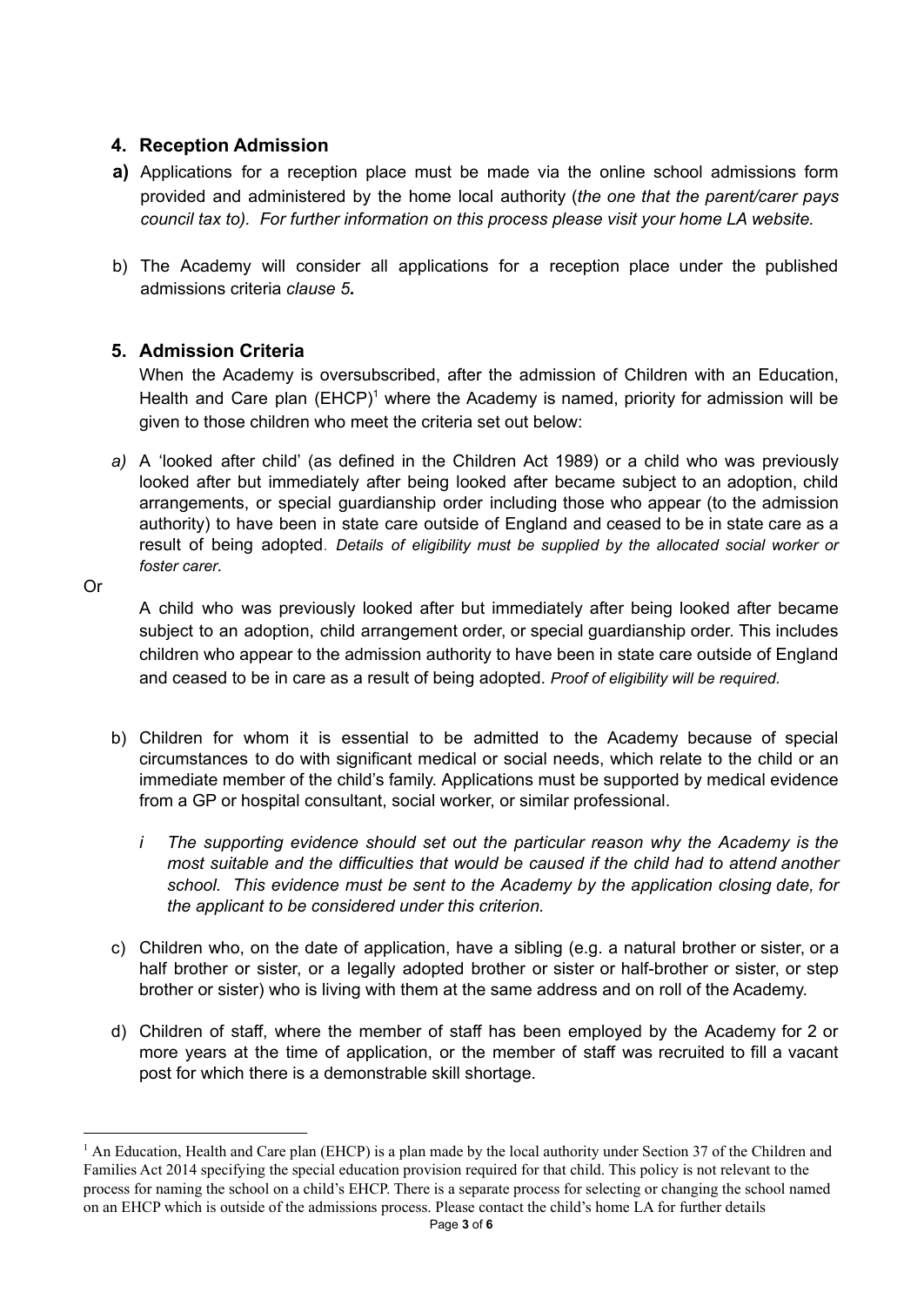## 4. Reception Admission

**a)** Applications for a reception place must be made via the online school admissions form provided and administered by the home local authority (*the one that the parent/carer pays council tax to). For further information on this process please visit your home LA website.*

b) The Academy will consider all applications for a reception place under the published admissions criteria *clause 5***.**

## 5. Admission Criteria

When the Academy is oversubscribed, after the admission of Children with an Education, Health and Care plan (EHCP)[1] where the Academy is named, priority for admission will be given to those children who meet the criteria set out below:

*a)* A 'looked after child' (as defined in the Children Act 1989) or a child who was previously looked after but immediately after being looked after became subject to an adoption, child arrangements, or special guardianship order including those who appear (to the admission authority) to have been in state care outside of England and ceased to be in state care as a result of being adopted. *Details of eligibility must be supplied by the allocated social worker or foster carer.*

Or

A child who was previously looked after but immediately after being looked after became subject to an adoption, child arrangement order, or special guardianship order. This includes children who appear to the admission authority to have been in state care outside of England and ceased to be in care as a result of being adopted. *Proof of eligibility will be required.*

b) Children for whom it is essential to be admitted to the Academy because of special circumstances to do with significant medical or social needs, which relate to the child or an immediate member of the child's family. Applications must be supported by medical evidence from a GP or hospital consultant, social worker, or similar professional.

*i The supporting evidence should set out the particular reason why the Academy is the most suitable and the difficulties that would be caused if the child had to attend another school. This evidence must be sent to the Academy by the application closing date, for the applicant to be considered under this criterion.*

c) Children who, on the date of application, have a sibling (e.g. a natural brother or sister, or a half brother or sister, or a legally adopted brother or sister or half-brother or sister, or step brother or sister) who is living with them at the same address and on roll of the Academy.

d) Children of staff, where the member of staff has been employed by the Academy for 2 or more years at the time of application, or the member of staff was recruited to fill a vacant post for which there is a demonstrable skill shortage.

---

[1] An Education, Health and Care plan (EHCP) is a plan made by the local authority under Section 37 of the Children and Families Act 2014 specifying the special education provision required for that child. This policy is not relevant to the process for naming the school on a child's EHCP. There is a separate process for selecting or changing the school named on an EHCP which is outside of the admissions process. Please contact the child's home LA for further details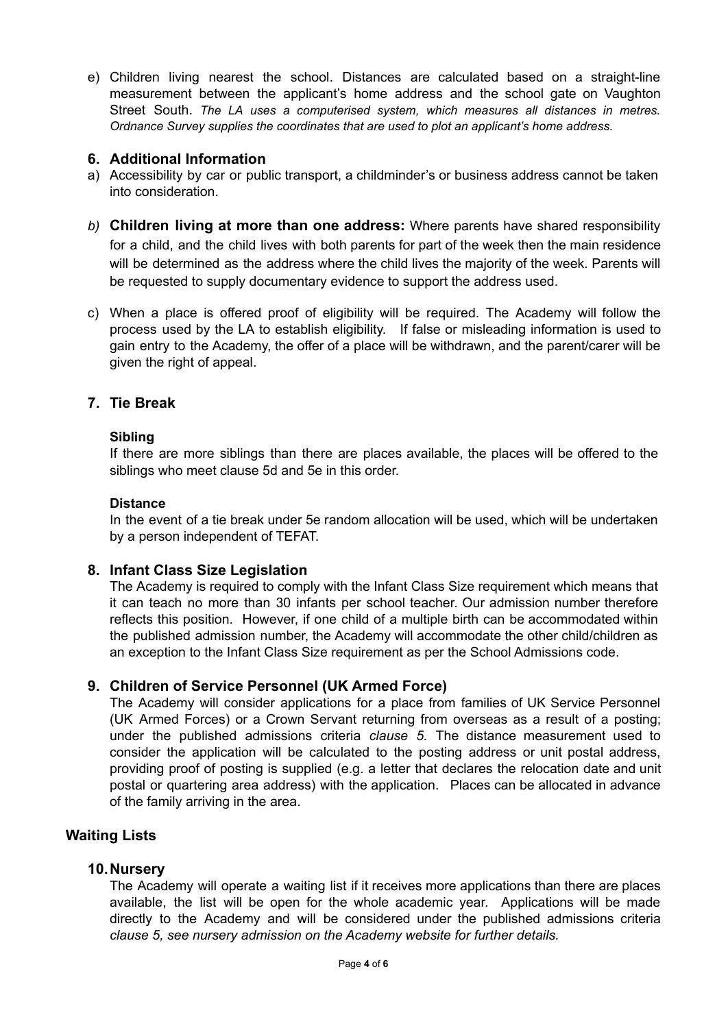e) Children living nearest the school. Distances are calculated based on a straight-line measurement between the applicant's home address and the school gate on Vaughton Street South. *The LA uses a computerised system, which measures all distances in metres. Ordnance Survey supplies the coordinates that are used to plot an applicant's home address.*

## 6. Additional Information

a) Accessibility by car or public transport, a childminder's or business address cannot be taken into consideration.

*b)* **Children living at more than one address:** Where parents have shared responsibility for a child, and the child lives with both parents for part of the week then the main residence will be determined as the address where the child lives the majority of the week. Parents will be requested to supply documentary evidence to support the address used.

c) When a place is offered proof of eligibility will be required. The Academy will follow the process used by the LA to establish eligibility. If false or misleading information is used to gain entry to the Academy, the offer of a place will be withdrawn, and the parent/carer will be given the right of appeal.

## 7. Tie Break

**Sibling**

If there are more siblings than there are places available, the places will be offered to the siblings who meet clause 5d and 5e in this order.

**Distance**

In the event of a tie break under 5e random allocation will be used, which will be undertaken by a person independent of TEFAT.

## 8. Infant Class Size Legislation

The Academy is required to comply with the Infant Class Size requirement which means that it can teach no more than 30 infants per school teacher. Our admission number therefore reflects this position. However, if one child of a multiple birth can be accommodated within the published admission number, the Academy will accommodate the other child/children as an exception to the Infant Class Size requirement as per the School Admissions code.

## 9. Children of Service Personnel (UK Armed Force)

The Academy will consider applications for a place from families of UK Service Personnel (UK Armed Forces) or a Crown Servant returning from overseas as a result of a posting; under the published admissions criteria *clause 5.* The distance measurement used to consider the application will be calculated to the posting address or unit postal address, providing proof of posting is supplied (e.g. a letter that declares the relocation date and unit postal or quartering area address) with the application. Places can be allocated in advance of the family arriving in the area.

# Waiting Lists

## 10. Nursery

The Academy will operate a waiting list if it receives more applications than there are places available, the list will be open for the whole academic year. Applications will be made directly to the Academy and will be considered under the published admissions criteria *clause 5, see nursery admission on the Academy website for further details.*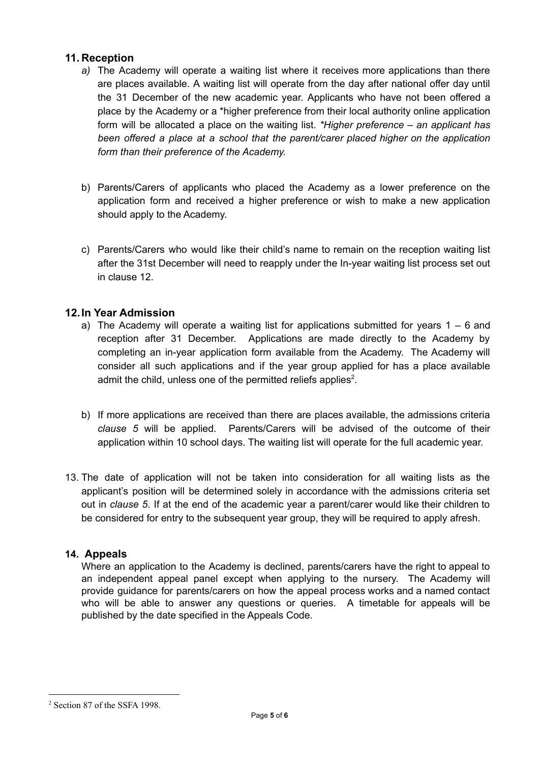## 11. Reception

*a)* The Academy will operate a waiting list where it receives more applications than there are places available. A waiting list will operate from the day after national offer day until the 31 December of the new academic year. Applicants who have not been offered a place by the Academy or a *higher preference from their local authority online application form will be allocated a place on the waiting list. *\*Higher preference – an applicant has been offered a place at a school that the parent/carer placed higher on the application form than their preference of the Academy.*

b) Parents/Carers of applicants who placed the Academy as a lower preference on the application form and received a higher preference or wish to make a new application should apply to the Academy.

c) Parents/Carers who would like their child's name to remain on the reception waiting list after the 31st December will need to reapply under the In-year waiting list process set out in clause 12.

## 12. In Year Admission

a) The Academy will operate a waiting list for applications submitted for years 1 – 6 and reception after 31 December. Applications are made directly to the Academy by completing an in-year application form available from the Academy. The Academy will consider all such applications and if the year group applied for has a place available admit the child, unless one of the permitted reliefs applies[2].

b) If more applications are received than there are places available, the admissions criteria *clause 5* will be applied. Parents/Carers will be advised of the outcome of their application within 10 school days. The waiting list will operate for the full academic year.

13. The date of application will not be taken into consideration for all waiting lists as the applicant's position will be determined solely in accordance with the admissions criteria set out in *clause 5*. If at the end of the academic year a parent/carer would like their children to be considered for entry to the subsequent year group, they will be required to apply afresh.

## 14. Appeals

Where an application to the Academy is declined, parents/carers have the right to appeal to an independent appeal panel except when applying to the nursery. The Academy will provide guidance for parents/carers on how the appeal process works and a named contact who will be able to answer any questions or queries. A timetable for appeals will be published by the date specified in the Appeals Code.

---

[2] Section 87 of the SSFA 1998.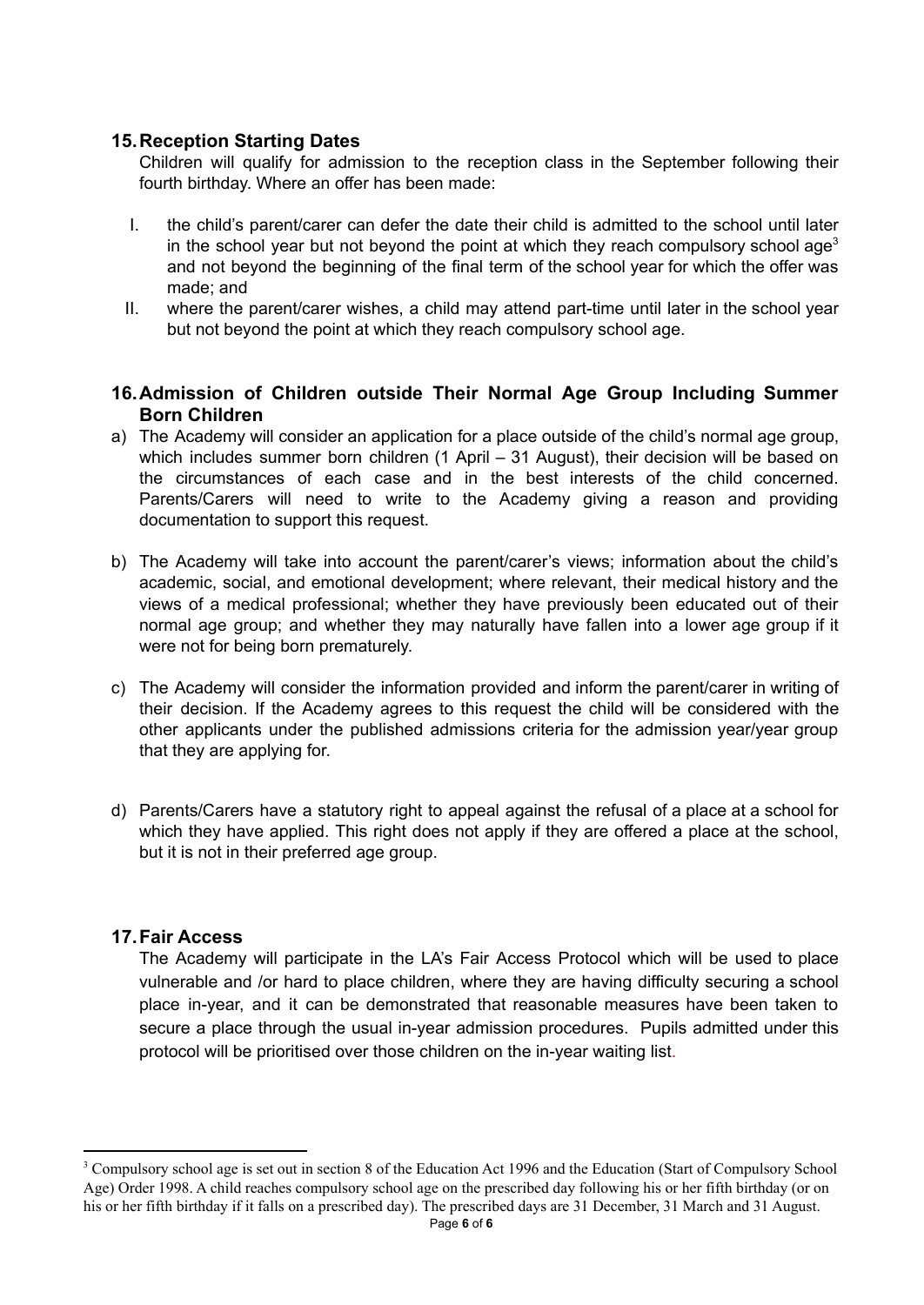## 15. Reception Starting Dates

Children will qualify for admission to the reception class in the September following their fourth birthday. Where an offer has been made:

I. the child's parent/carer can defer the date their child is admitted to the school until later in the school year but not beyond the point at which they reach compulsory school age[3] and not beyond the beginning of the final term of the school year for which the offer was made; and

II. where the parent/carer wishes, a child may attend part-time until later in the school year but not beyond the point at which they reach compulsory school age.

## 16. Admission of Children outside Their Normal Age Group Including Summer Born Children

a) The Academy will consider an application for a place outside of the child's normal age group, which includes summer born children (1 April – 31 August), their decision will be based on the circumstances of each case and in the best interests of the child concerned. Parents/Carers will need to write to the Academy giving a reason and providing documentation to support this request.

b) The Academy will take into account the parent/carer's views; information about the child's academic, social, and emotional development; where relevant, their medical history and the views of a medical professional; whether they have previously been educated out of their normal age group; and whether they may naturally have fallen into a lower age group if it were not for being born prematurely.

c) The Academy will consider the information provided and inform the parent/carer in writing of their decision. If the Academy agrees to this request the child will be considered with the other applicants under the published admissions criteria for the admission year/year group that they are applying for.

d) Parents/Carers have a statutory right to appeal against the refusal of a place at a school for which they have applied. This right does not apply if they are offered a place at the school, but it is not in their preferred age group.

## 17. Fair Access

The Academy will participate in the LA's Fair Access Protocol which will be used to place vulnerable and /or hard to place children, where they are having difficulty securing a school place in-year, and it can be demonstrated that reasonable measures have been taken to secure a place through the usual in-year admission procedures. Pupils admitted under this protocol will be prioritised over those children on the in-year waiting list.

---

[3] Compulsory school age is set out in section 8 of the Education Act 1996 and the Education (Start of Compulsory School Age) Order 1998. A child reaches compulsory school age on the prescribed day following his or her fifth birthday (or on his or her fifth birthday if it falls on a prescribed day). The prescribed days are 31 December, 31 March and 31 August.